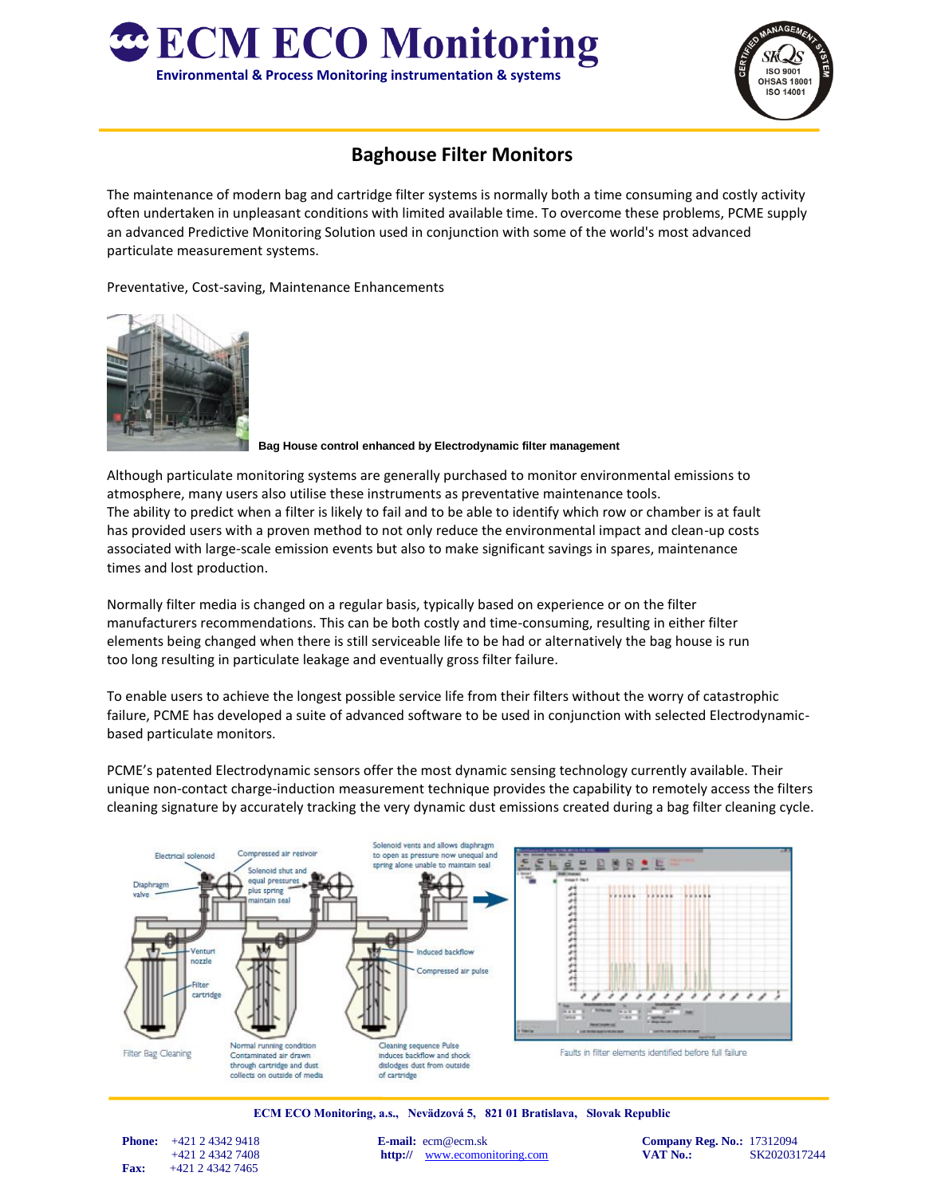# ECM ECO Monitoring

Environmental & Process Monitoring instrumentation & systems

## Baghouse Filter Monitors

The maintenance of modern bag and cartridge filter systems is normally both a time consuming and costly activity often undertaken in unpleasant conditions with limited available time. To overcome these problems, PCME supply an advanced Predictive Monitoring Solution used in conjunction with some of the world's most advanced particulate measurement systems.

Preventative, Cost-saving, Maintenance Enhancements

**Bag House control enhanced by Electrodynamic filter management**

Although particulate monitoring systems are generally purchased to monitor environmental emissions to atmosphere, many users also utilise these instruments as preventative maintenance tools.
The ability to predict when a filter is likely to fail and to be able to identify which row or chamber is at fault has provided users with a proven method to not only reduce the environmental impact and clean-up costs associated with large-scale emission events but also to make significant savings in spares, maintenance times and lost production.

Normally filter media is changed on a regular basis, typically based on experience or on the filter manufacturers recommendations. This can be both costly and time-consuming, resulting in either filter elements being changed when there is still serviceable life to be had or alternatively the bag house is run too long resulting in particulate leakage and eventually gross filter failure.

To enable users to achieve the longest possible service life from their filters without the worry of catastrophic failure, PCME has developed a suite of advanced software to be used in conjunction with selected Electrodynamic-based particulate monitors.

PCME's patented Electrodynamic sensors offer the most dynamic sensing technology currently available. Their unique non-contact charge-induction measurement technique provides the capability to remotely access the filters cleaning signature by accurately tracking the very dynamic dust emissions created during a bag filter cleaning cycle.

Filter Bag Cleaning — Normal running condition: Contaminated air drawn through cartridge and dust collects on outside of media — Cleaning sequence Pulse induces backflow and shock dislodges dust from outside of cartridge

Faults in filter elements identified before full failure

**ECM ECO Monitoring, a.s., Nevädzová 5, 821 01 Bratislava, Slovak Republic**

**Phone:** +421 2 4342 9418
+421 2 4342 7408
**Fax:** +421 2 4342 7465

**E-mail:** ecm@ecm.sk
**http://** www.ecomonitoring.com

**Company Reg. No.:** 17312094
**VAT No.:** SK2020317244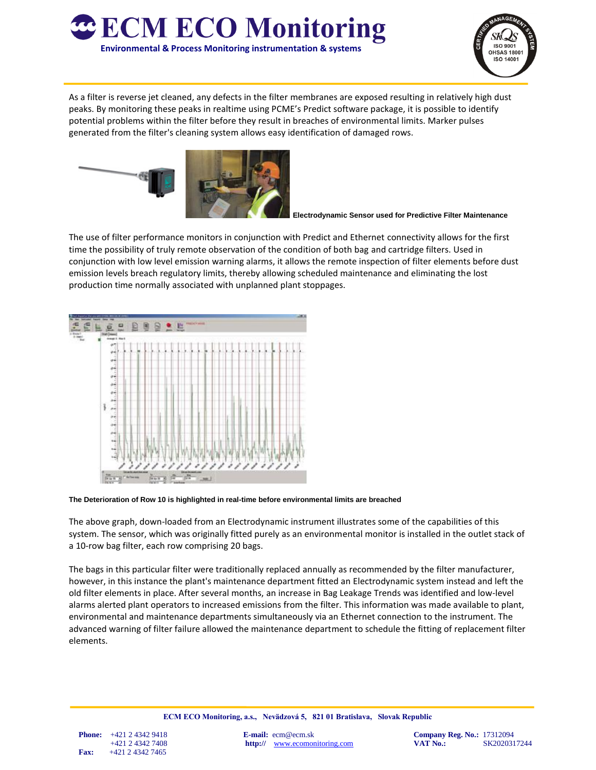As a filter is reverse jet cleaned, any defects in the filter membranes are exposed resulting in relatively high dust peaks. By monitoring these peaks in realtime using PCME's Predict software package, it is possible to identify potential problems within the filter before they result in breaches of environmental limits. Marker pulses generated from the filter's cleaning system allows easy identification of damaged rows.

**Electrodynamic Sensor used for Predictive Filter Maintenance**

The use of filter performance monitors in conjunction with Predict and Ethernet connectivity allows for the first time the possibility of truly remote observation of the condition of both bag and cartridge filters. Used in conjunction with low level emission warning alarms, it allows the remote inspection of filter elements before dust emission levels breach regulatory limits, thereby allowing scheduled maintenance and eliminating the lost production time normally associated with unplanned plant stoppages.

**The Deterioration of Row 10 is highlighted in real-time before environmental limits are breached**

The above graph, down-loaded from an Electrodynamic instrument illustrates some of the capabilities of this system. The sensor, which was originally fitted purely as an environmental monitor is installed in the outlet stack of a 10-row bag filter, each row comprising 20 bags.

The bags in this particular filter were traditionally replaced annually as recommended by the filter manufacturer, however, in this instance the plant's maintenance department fitted an Electrodynamic system instead and left the old filter elements in place. After several months, an increase in Bag Leakage Trends was identified and low-level alarms alerted plant operators to increased emissions from the filter. This information was made available to plant, environmental and maintenance departments simultaneously via an Ethernet connection to the instrument. The advanced warning of filter failure allowed the maintenance department to schedule the fitting of replacement filter elements.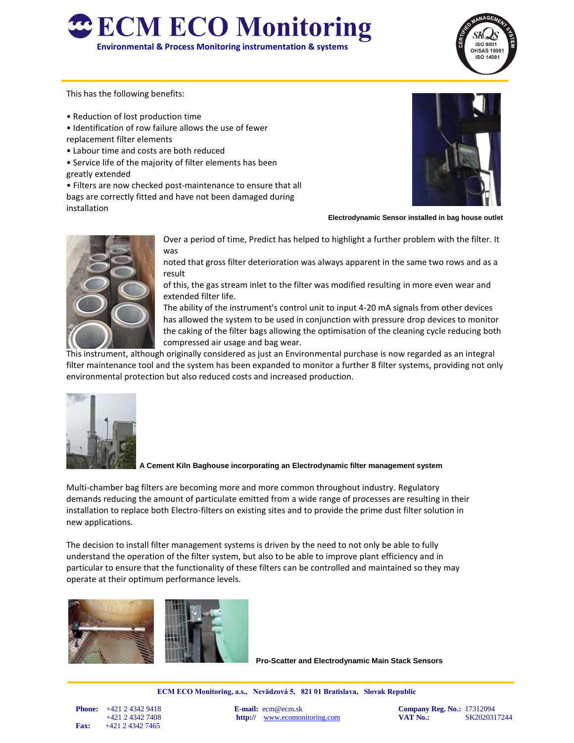This has the following benefits:

- Reduction of lost production time
- Identification of row failure allows the use of fewer replacement filter elements
- Labour time and costs are both reduced
- Service life of the majority of filter elements has been greatly extended
- Filters are now checked post-maintenance to ensure that all bags are correctly fitted and have not been damaged during installation

**Electrodynamic Sensor installed in bag house outlet**

Over a period of time, Predict has helped to highlight a further problem with the filter. It was noted that gross filter deterioration was always apparent in the same two rows and as a result of this, the gas stream inlet to the filter was modified resulting in more even wear and extended filter life.

The ability of the instrument's control unit to input 4-20 mA signals from other devices has allowed the system to be used in conjunction with pressure drop devices to monitor the caking of the filter bags allowing the optimisation of the cleaning cycle reducing both compressed air usage and bag wear.

This instrument, although originally considered as just an Environmental purchase is now regarded as an integral filter maintenance tool and the system has been expanded to monitor a further 8 filter systems, providing not only environmental protection but also reduced costs and increased production.

**A Cement Kiln Baghouse incorporating an Electrodynamic filter management system**

Multi-chamber bag filters are becoming more and more common throughout industry. Regulatory demands reducing the amount of particulate emitted from a wide range of processes are resulting in their installation to replace both Electro-filters on existing sites and to provide the prime dust filter solution in new applications.

The decision to install filter management systems is driven by the need to not only be able to fully understand the operation of the filter system, but also to be able to improve plant efficiency and in particular to ensure that the functionality of these filters can be controlled and maintained so they may operate at their optimum performance levels.

**Pro-Scatter and Electrodynamic Main Stack Sensors**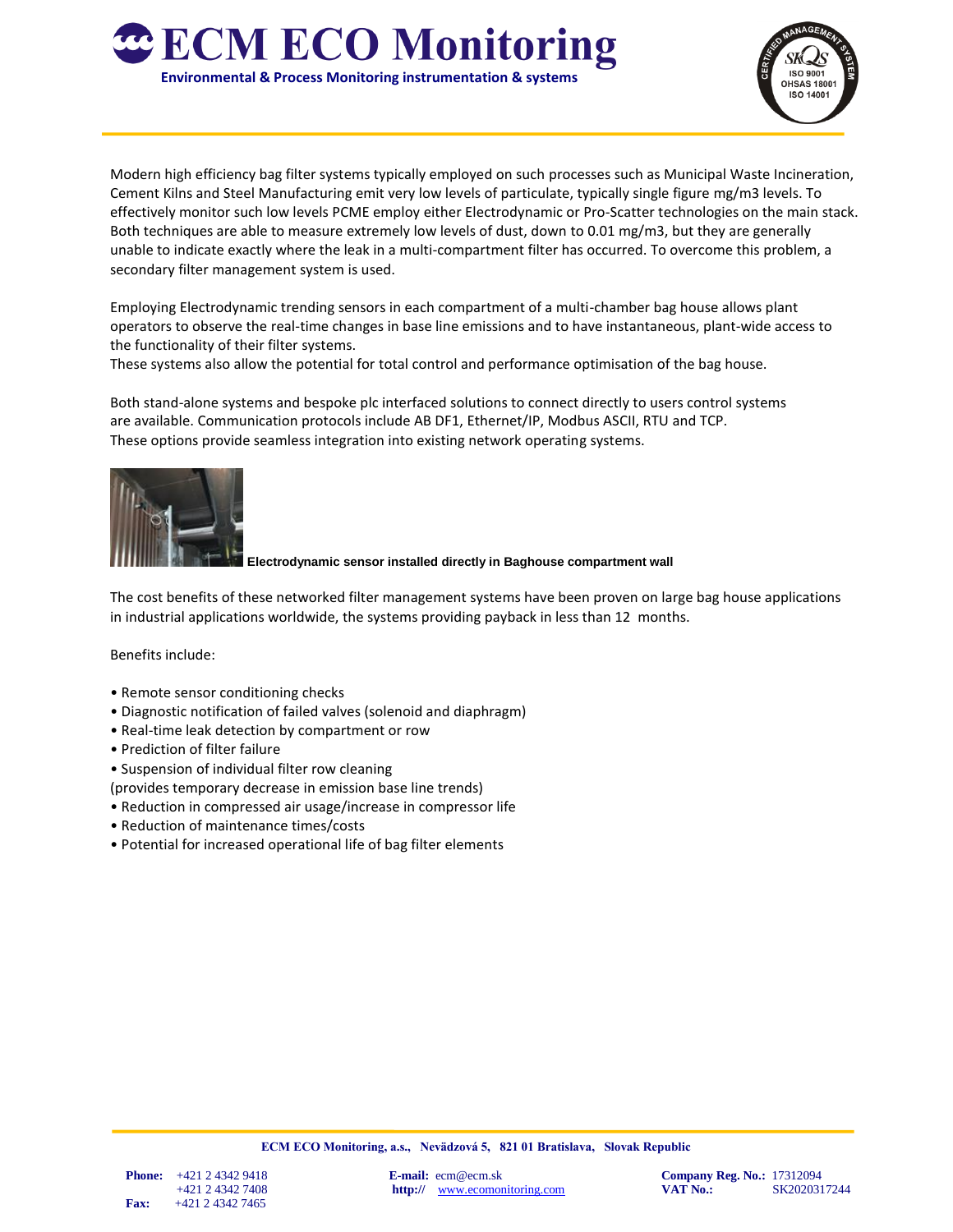Modern high efficiency bag filter systems typically employed on such processes such as Municipal Waste Incineration, Cement Kilns and Steel Manufacturing emit very low levels of particulate, typically single figure mg/m3 levels. To effectively monitor such low levels PCME employ either Electrodynamic or Pro-Scatter technologies on the main stack. Both techniques are able to measure extremely low levels of dust, down to 0.01 mg/m3, but they are generally unable to indicate exactly where the leak in a multi-compartment filter has occurred. To overcome this problem, a secondary filter management system is used.

Employing Electrodynamic trending sensors in each compartment of a multi-chamber bag house allows plant operators to observe the real-time changes in base line emissions and to have instantaneous, plant-wide access to the functionality of their filter systems.
These systems also allow the potential for total control and performance optimisation of the bag house.

Both stand-alone systems and bespoke plc interfaced solutions to connect directly to users control systems are available. Communication protocols include AB DF1, Ethernet/IP, Modbus ASCII, RTU and TCP.
These options provide seamless integration into existing network operating systems.

**Electrodynamic sensor installed directly in Baghouse compartment wall**

The cost benefits of these networked filter management systems have been proven on large bag house applications in industrial applications worldwide, the systems providing payback in less than 12 months.

Benefits include:

- Remote sensor conditioning checks
- Diagnostic notification of failed valves (solenoid and diaphragm)
- Real-time leak detection by compartment or row
- Prediction of filter failure
- Suspension of individual filter row cleaning
(provides temporary decrease in emission base line trends)
- Reduction in compressed air usage/increase in compressor life
- Reduction of maintenance times/costs
- Potential for increased operational life of bag filter elements